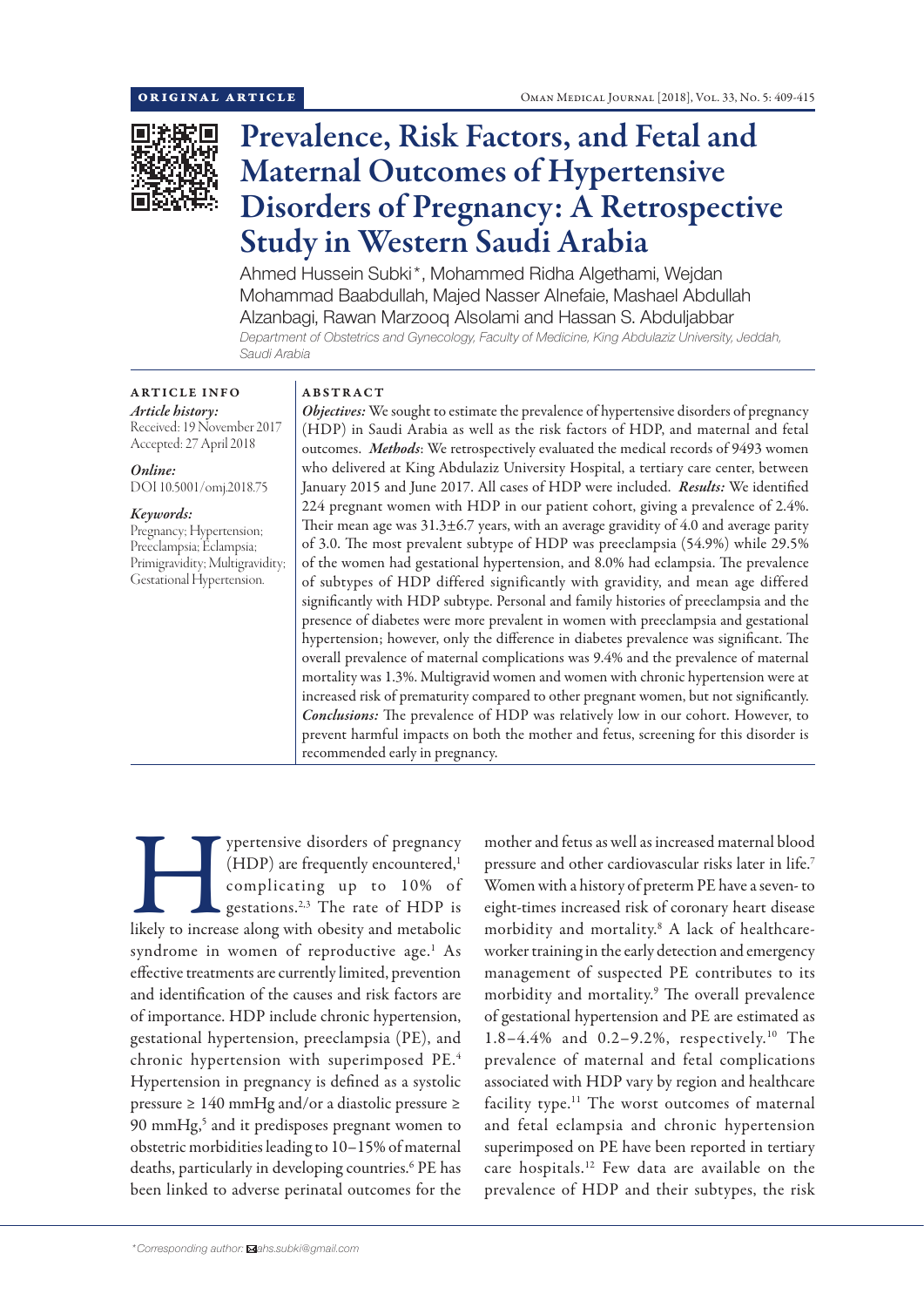ORIGINAL ARTICLE

# Prevalence, Risk Factors, and Fetal and Maternal Outcomes of Hypertensive Disorders of Pregnancy: A Retrospective Study in Western Saudi Arabia

Ahmed Hussein Subki*, Mohammed Ridha Algethami, Wejdan Mohammad Baabdullah, Majed Nasser Alnefaie, Mashael Abdullah Alzanbagi, Rawan Marzooq Alsolami and Hassan S. Abduljabbar

*Department of Obstetrics and Gynecology, Faculty of Medicine, King Abdulaziz University, Jeddah, Saudi Arabia*

## ARTICLE INFO

*Article history:*
Received: 19 November 2017
Accepted: 27 April 2018

*Online:*
DOI 10.5001/omj.2018.75

*Keywords:*
Pregnancy; Hypertension; Preeclampsia; Eclampsia; Primigravidity; Multigravidity; Gestational Hypertension.

## ABSTRACT

***Objectives:*** We sought to estimate the prevalence of hypertensive disorders of pregnancy (HDP) in Saudi Arabia as well as the risk factors of HDP, and maternal and fetal outcomes. ***Methods***: We retrospectively evaluated the medical records of 9493 women who delivered at King Abdulaziz University Hospital, a tertiary care center, between January 2015 and June 2017. All cases of HDP were included. ***Results:*** We identified 224 pregnant women with HDP in our patient cohort, giving a prevalence of 2.4%. Their mean age was 31.3±6.7 years, with an average gravidity of 4.0 and average parity of 3.0. The most prevalent subtype of HDP was preeclampsia (54.9%) while 29.5% of the women had gestational hypertension, and 8.0% had eclampsia. The prevalence of subtypes of HDP differed significantly with gravidity, and mean age differed significantly with HDP subtype. Personal and family histories of preeclampsia and the presence of diabetes were more prevalent in women with preeclampsia and gestational hypertension; however, only the difference in diabetes prevalence was significant. The overall prevalence of maternal complications was 9.4% and the prevalence of maternal mortality was 1.3%. Multigravid women and women with chronic hypertension were at increased risk of prematurity compared to other pregnant women, but not significantly. ***Conclusions:*** The prevalence of HDP was relatively low in our cohort. However, to prevent harmful impacts on both the mother and fetus, screening for this disorder is recommended early in pregnancy.

Hypertensive disorders of pregnancy (HDP) are frequently encountered,[1] complicating up to 10% of gestations.[2,3] The rate of HDP is likely to increase along with obesity and metabolic syndrome in women of reproductive age.[1] As effective treatments are currently limited, prevention and identification of the causes and risk factors are of importance. HDP include chronic hypertension, gestational hypertension, preeclampsia (PE), and chronic hypertension with superimposed PE.[4] Hypertension in pregnancy is defined as a systolic pressure ≥ 140 mmHg and/or a diastolic pressure ≥ 90 mmHg,[5] and it predisposes pregnant women to obstetric morbidities leading to 10–15% of maternal deaths, particularly in developing countries.[6] PE has been linked to adverse perinatal outcomes for the mother and fetus as well as increased maternal blood pressure and other cardiovascular risks later in life.[7] Women with a history of preterm PE have a seven- to eight-times increased risk of coronary heart disease morbidity and mortality.[8] A lack of healthcare-worker training in the early detection and emergency management of suspected PE contributes to its morbidity and mortality.[9] The overall prevalence of gestational hypertension and PE are estimated as 1.8–4.4% and 0.2–9.2%, respectively.[10] The prevalence of maternal and fetal complications associated with HDP vary by region and healthcare facility type.[11] The worst outcomes of maternal and fetal eclampsia and chronic hypertension superimposed on PE have been reported in tertiary care hospitals.[12] Few data are available on the prevalence of HDP and their subtypes, the risk

*Corresponding author: ahs.subki@gmail.com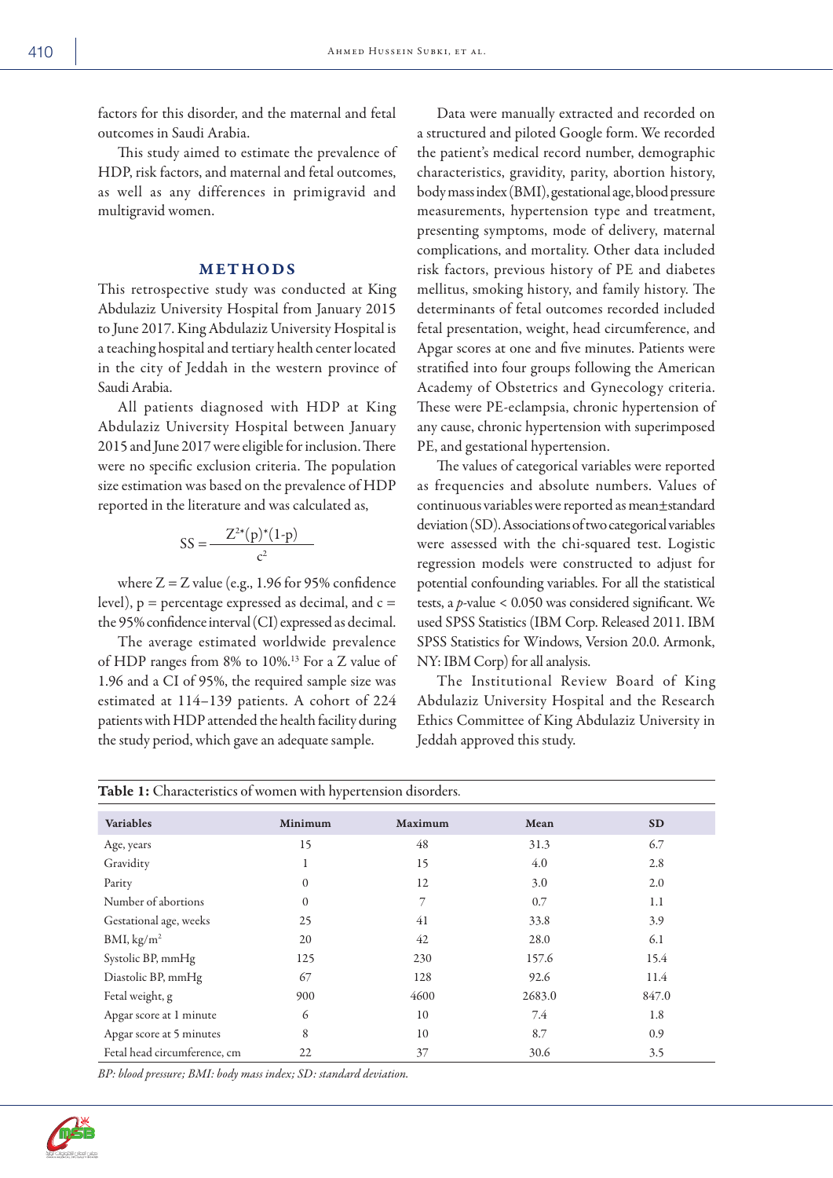factors for this disorder, and the maternal and fetal outcomes in Saudi Arabia.

This study aimed to estimate the prevalence of HDP, risk factors, and maternal and fetal outcomes, as well as any differences in primigravid and multigravid women.

## METHODS

This retrospective study was conducted at King Abdulaziz University Hospital from January 2015 to June 2017. King Abdulaziz University Hospital is a teaching hospital and tertiary health center located in the city of Jeddah in the western province of Saudi Arabia.

All patients diagnosed with HDP at King Abdulaziz University Hospital between January 2015 and June 2017 were eligible for inclusion. There were no specific exclusion criteria. The population size estimation was based on the prevalence of HDP reported in the literature and was calculated as,

$$SS = \frac{Z^{2*}(p)^{*}(1\text{-}p)}{c^{2}}$$

where Z = Z value (e.g., 1.96 for 95% confidence level), p = percentage expressed as decimal, and c = the 95% confidence interval (CI) expressed as decimal.

The average estimated worldwide prevalence of HDP ranges from 8% to 10%.[13] For a Z value of 1.96 and a CI of 95%, the required sample size was estimated at 114–139 patients. A cohort of 224 patients with HDP attended the health facility during the study period, which gave an adequate sample.

Data were manually extracted and recorded on a structured and piloted Google form. We recorded the patient's medical record number, demographic characteristics, gravidity, parity, abortion history, body mass index (BMI), gestational age, blood pressure measurements, hypertension type and treatment, presenting symptoms, mode of delivery, maternal complications, and mortality. Other data included risk factors, previous history of PE and diabetes mellitus, smoking history, and family history. The determinants of fetal outcomes recorded included fetal presentation, weight, head circumference, and Apgar scores at one and five minutes. Patients were stratified into four groups following the American Academy of Obstetrics and Gynecology criteria. These were PE-eclampsia, chronic hypertension of any cause, chronic hypertension with superimposed PE, and gestational hypertension.

The values of categorical variables were reported as frequencies and absolute numbers. Values of continuous variables were reported as mean±standard deviation (SD). Associations of two categorical variables were assessed with the chi-squared test. Logistic regression models were constructed to adjust for potential confounding variables. For all the statistical tests, a *p*-value < 0.050 was considered significant. We used SPSS Statistics (IBM Corp. Released 2011. IBM SPSS Statistics for Windows, Version 20.0. Armonk, NY: IBM Corp) for all analysis.

The Institutional Review Board of King Abdulaziz University Hospital and the Research Ethics Committee of King Abdulaziz University in Jeddah approved this study.

**Table 1:** Characteristics of women with hypertension disorders.

| Variables | Minimum | Maximum | Mean | SD |
|---|---|---|---|---|
| Age, years | 15 | 48 | 31.3 | 6.7 |
| Gravidity | 1 | 15 | 4.0 | 2.8 |
| Parity | 0 | 12 | 3.0 | 2.0 |
| Number of abortions | 0 | 7 | 0.7 | 1.1 |
| Gestational age, weeks | 25 | 41 | 33.8 | 3.9 |
| BMI, kg/m$^2$ | 20 | 42 | 28.0 | 6.1 |
| Systolic BP, mmHg | 125 | 230 | 157.6 | 15.4 |
| Diastolic BP, mmHg | 67 | 128 | 92.6 | 11.4 |
| Fetal weight, g | 900 | 4600 | 2683.0 | 847.0 |
| Apgar score at 1 minute | 6 | 10 | 7.4 | 1.8 |
| Apgar score at 5 minutes | 8 | 10 | 8.7 | 0.9 |
| Fetal head circumference, cm | 22 | 37 | 30.6 | 3.5 |

*BP: blood pressure; BMI: body mass index; SD: standard deviation.*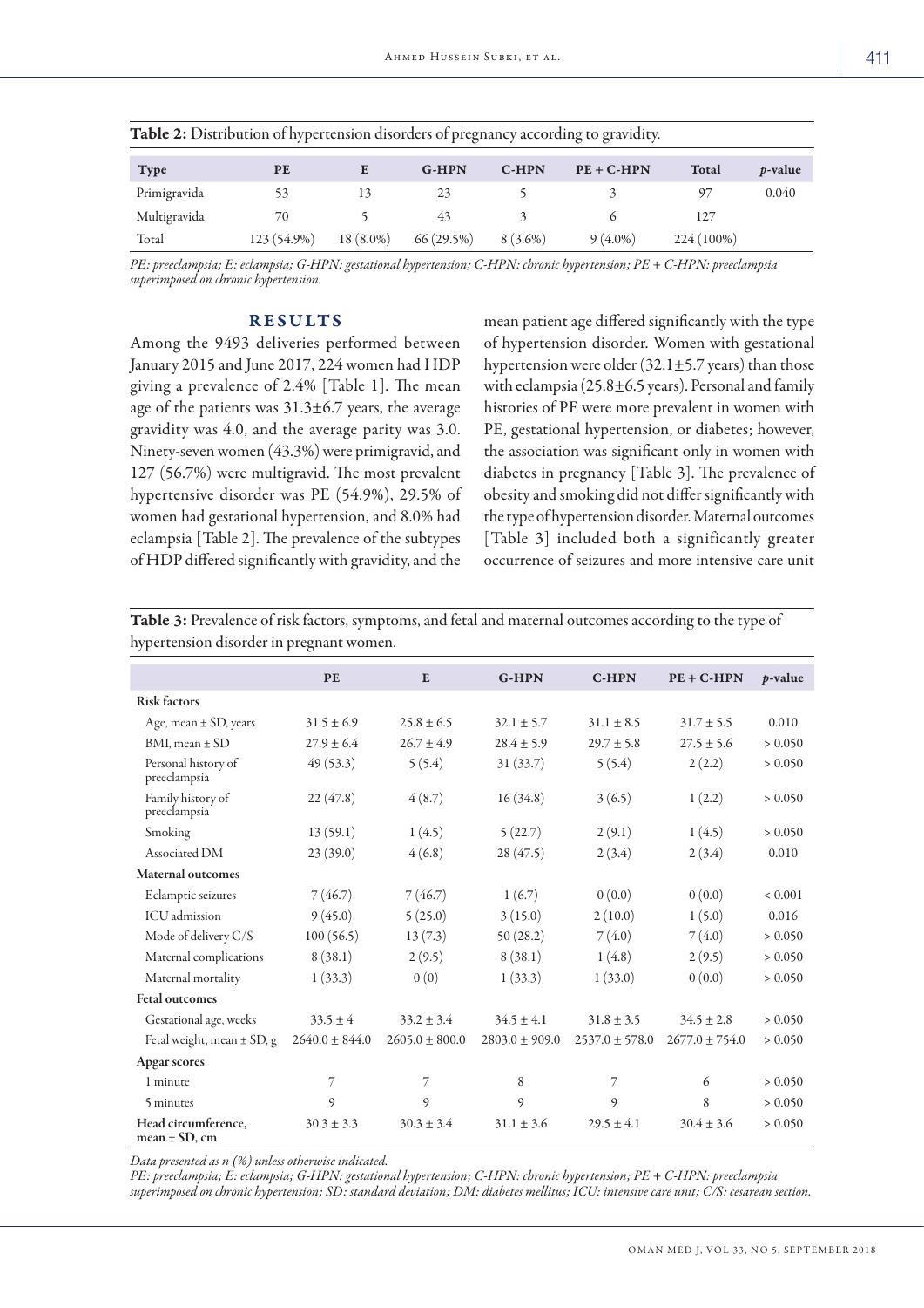**Table 2:** Distribution of hypertension disorders of pregnancy according to gravidity.

| Type | PE | E | G-HPN | C-HPN | PE + C-HPN | Total | *p*-value |
|---|---|---|---|---|---|---|---|
| Primigravida | 53 | 13 | 23 | 5 | 3 | 97 | 0.040 |
| Multigravida | 70 | 5 | 43 | 3 | 6 | 127 | |
| Total | 123 (54.9%) | 18 (8.0%) | 66 (29.5%) | 8 (3.6%) | 9 (4.0%) | 224 (100%) | |

*PE: preeclampsia; E: eclampsia; G-HPN: gestational hypertension; C-HPN: chronic hypertension; PE + C-HPN: preeclampsia superimposed on chronic hypertension.*

## RESULTS

Among the 9493 deliveries performed between January 2015 and June 2017, 224 women had HDP giving a prevalence of 2.4% [Table 1]. The mean age of the patients was 31.3±6.7 years, the average gravidity was 4.0, and the average parity was 3.0. Ninety-seven women (43.3%) were primigravid, and 127 (56.7%) were multigravid. The most prevalent hypertensive disorder was PE (54.9%), 29.5% of women had gestational hypertension, and 8.0% had eclampsia [Table 2]. The prevalence of the subtypes of HDP differed significantly with gravidity, and the mean patient age differed significantly with the type of hypertension disorder. Women with gestational hypertension were older (32.1±5.7 years) than those with eclampsia (25.8±6.5 years). Personal and family histories of PE were more prevalent in women with PE, gestational hypertension, or diabetes; however, the association was significant only in women with diabetes in pregnancy [Table 3]. The prevalence of obesity and smoking did not differ significantly with the type of hypertension disorder. Maternal outcomes [Table 3] included both a significantly greater occurrence of seizures and more intensive care unit

**Table 3:** Prevalence of risk factors, symptoms, and fetal and maternal outcomes according to the type of hypertension disorder in pregnant women.

| | PE | E | G-HPN | C-HPN | PE + C-HPN | *p*-value |
|---|---|---|---|---|---|---|
| **Risk factors** | | | | | | |
| Age, mean ± SD, years | 31.5 ± 6.9 | 25.8 ± 6.5 | 32.1 ± 5.7 | 31.1 ± 8.5 | 31.7 ± 5.5 | 0.010 |
| BMI, mean ± SD | 27.9 ± 6.4 | 26.7 ± 4.9 | 28.4 ± 5.9 | 29.7 ± 5.8 | 27.5 ± 5.6 | > 0.050 |
| Personal history of preeclampsia | 49 (53.3) | 5 (5.4) | 31 (33.7) | 5 (5.4) | 2 (2.2) | > 0.050 |
| Family history of preeclampsia | 22 (47.8) | 4 (8.7) | 16 (34.8) | 3 (6.5) | 1 (2.2) | > 0.050 |
| Smoking | 13 (59.1) | 1 (4.5) | 5 (22.7) | 2 (9.1) | 1 (4.5) | > 0.050 |
| Associated DM | 23 (39.0) | 4 (6.8) | 28 (47.5) | 2 (3.4) | 2 (3.4) | 0.010 |
| **Maternal outcomes** | | | | | | |
| Eclamptic seizures | 7 (46.7) | 7 (46.7) | 1 (6.7) | 0 (0.0) | 0 (0.0) | < 0.001 |
| ICU admission | 9 (45.0) | 5 (25.0) | 3 (15.0) | 2 (10.0) | 1 (5.0) | 0.016 |
| Mode of delivery C/S | 100 (56.5) | 13 (7.3) | 50 (28.2) | 7 (4.0) | 7 (4.0) | > 0.050 |
| Maternal complications | 8 (38.1) | 2 (9.5) | 8 (38.1) | 1 (4.8) | 2 (9.5) | > 0.050 |
| Maternal mortality | 1 (33.3) | 0 (0) | 1 (33.3) | 1 (33.0) | 0 (0.0) | > 0.050 |
| **Fetal outcomes** | | | | | | |
| Gestational age, weeks | 33.5 ± 4 | 33.2 ± 3.4 | 34.5 ± 4.1 | 31.8 ± 3.5 | 34.5 ± 2.8 | > 0.050 |
| Fetal weight, mean ± SD, g | 2640.0 ± 844.0 | 2605.0 ± 800.0 | 2803.0 ± 909.0 | 2537.0 ± 578.0 | 2677.0 ± 754.0 | > 0.050 |
| **Apgar scores** | | | | | | |
| 1 minute | 7 | 7 | 8 | 7 | 6 | > 0.050 |
| 5 minutes | 9 | 9 | 9 | 9 | 8 | > 0.050 |
| **Head circumference, mean ± SD, cm** | 30.3 ± 3.3 | 30.3 ± 3.4 | 31.1 ± 3.6 | 29.5 ± 4.1 | 30.4 ± 3.6 | > 0.050 |

*Data presented as n (%) unless otherwise indicated.*
*PE: preeclampsia; E: eclampsia; G-HPN: gestational hypertension; C-HPN: chronic hypertension; PE + C-HPN: preeclampsia superimposed on chronic hypertension; SD: standard deviation; DM: diabetes mellitus; ICU: intensive care unit; C/S: cesarean section.*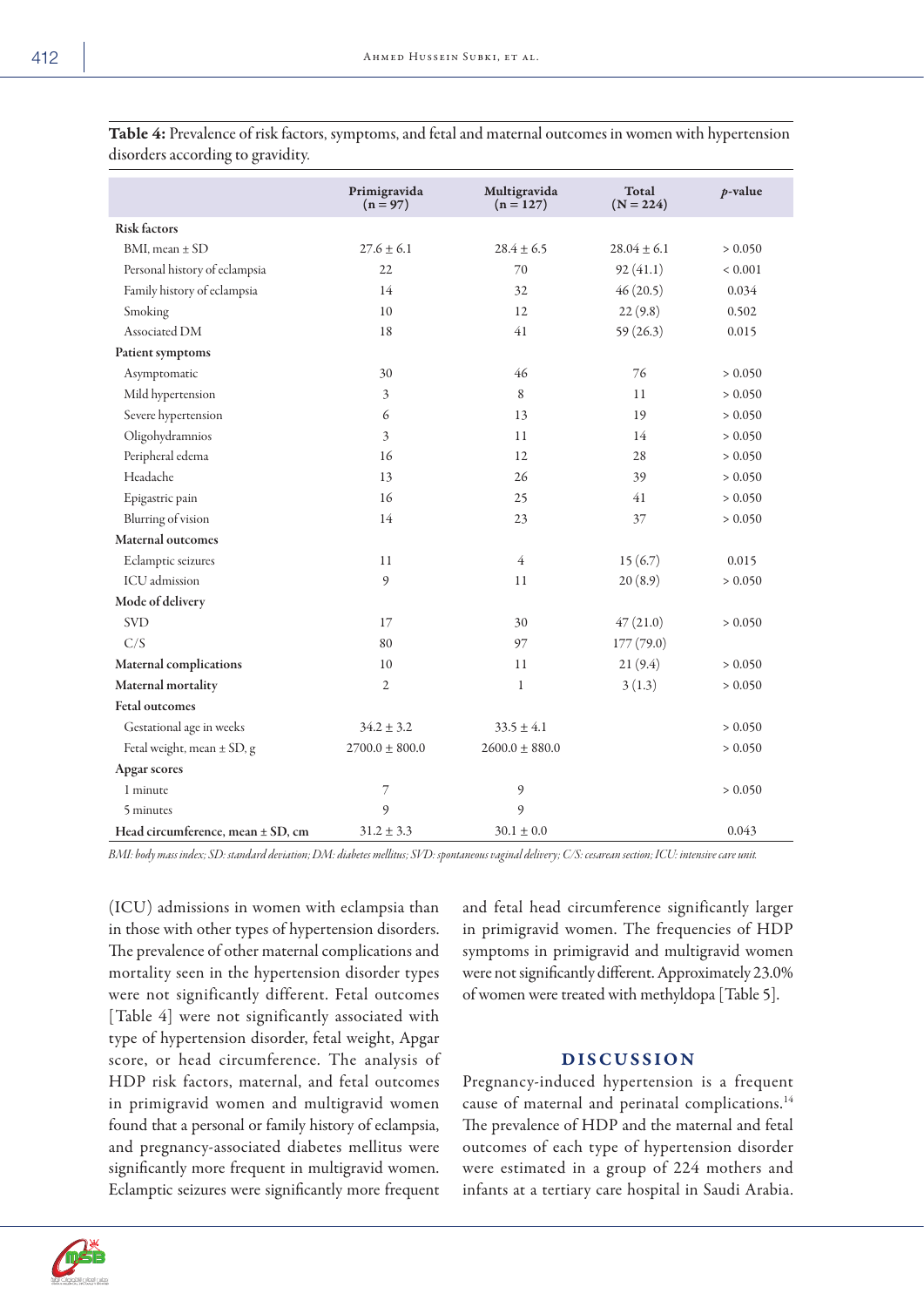**Table 4:** Prevalence of risk factors, symptoms, and fetal and maternal outcomes in women with hypertension disorders according to gravidity.

| | Primigravida (n = 97) | Multigravida (n = 127) | Total (N = 224) | *p*-value |
|---|---|---|---|---|
| **Risk factors** | | | | |
| BMI, mean ± SD | 27.6 ± 6.1 | 28.4 ± 6.5 | 28.04 ± 6.1 | > 0.050 |
| Personal history of eclampsia | 22 | 70 | 92 (41.1) | < 0.001 |
| Family history of eclampsia | 14 | 32 | 46 (20.5) | 0.034 |
| Smoking | 10 | 12 | 22 (9.8) | 0.502 |
| Associated DM | 18 | 41 | 59 (26.3) | 0.015 |
| **Patient symptoms** | | | | |
| Asymptomatic | 30 | 46 | 76 | > 0.050 |
| Mild hypertension | 3 | 8 | 11 | > 0.050 |
| Severe hypertension | 6 | 13 | 19 | > 0.050 |
| Oligohydramnios | 3 | 11 | 14 | > 0.050 |
| Peripheral edema | 16 | 12 | 28 | > 0.050 |
| Headache | 13 | 26 | 39 | > 0.050 |
| Epigastric pain | 16 | 25 | 41 | > 0.050 |
| Blurring of vision | 14 | 23 | 37 | > 0.050 |
| **Maternal outcomes** | | | | |
| Eclamptic seizures | 11 | 4 | 15 (6.7) | 0.015 |
| ICU admission | 9 | 11 | 20 (8.9) | > 0.050 |
| **Mode of delivery** | | | | |
| SVD | 17 | 30 | 47 (21.0) | > 0.050 |
| C/S | 80 | 97 | 177 (79.0) | |
| **Maternal complications** | 10 | 11 | 21 (9.4) | > 0.050 |
| **Maternal mortality** | 2 | 1 | 3 (1.3) | > 0.050 |
| **Fetal outcomes** | | | | |
| Gestational age in weeks | 34.2 ± 3.2 | 33.5 ± 4.1 | | > 0.050 |
| Fetal weight, mean ± SD, g | 2700.0 ± 800.0 | 2600.0 ± 880.0 | | > 0.050 |
| **Apgar scores** | | | | |
| 1 minute | 7 | 9 | | > 0.050 |
| 5 minutes | 9 | 9 | | |
| **Head circumference, mean ± SD, cm** | 31.2 ± 3.3 | 30.1 ± 0.0 | | 0.043 |

*BMI: body mass index; SD: standard deviation; DM: diabetes mellitus; SVD: spontaneous vaginal delivery; C/S: cesarean section; ICU: intensive care unit.*

(ICU) admissions in women with eclampsia than in those with other types of hypertension disorders. The prevalence of other maternal complications and mortality seen in the hypertension disorder types were not significantly different. Fetal outcomes [Table 4] were not significantly associated with type of hypertension disorder, fetal weight, Apgar score, or head circumference. The analysis of HDP risk factors, maternal, and fetal outcomes in primigravid women and multigravid women found that a personal or family history of eclampsia, and pregnancy-associated diabetes mellitus were significantly more frequent in multigravid women. Eclamptic seizures were significantly more frequent and fetal head circumference significantly larger in primigravid women. The frequencies of HDP symptoms in primigravid and multigravid women were not significantly different. Approximately 23.0% of women were treated with methyldopa [Table 5].

## DISCUSSION

Pregnancy-induced hypertension is a frequent cause of maternal and perinatal complications.[14] The prevalence of HDP and the maternal and fetal outcomes of each type of hypertension disorder were estimated in a group of 224 mothers and infants at a tertiary care hospital in Saudi Arabia.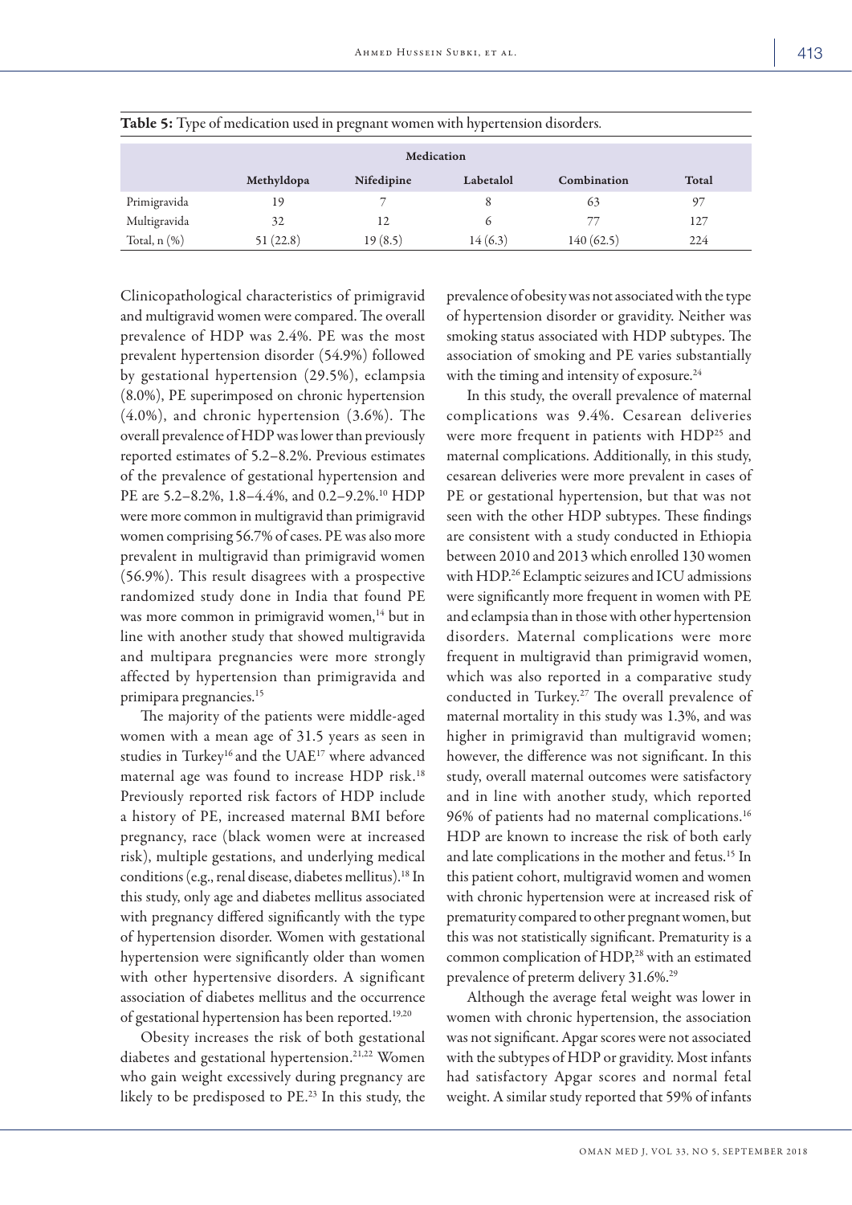**Table 5:** Type of medication used in pregnant women with hypertension disorders.

| | Medication | | | | |
|---|---|---|---|---|---|
| | Methyldopa | Nifedipine | Labetalol | Combination | Total |
| Primigravida | 19 | 7 | 8 | 63 | 97 |
| Multigravida | 32 | 12 | 6 | 77 | 127 |
| Total, n (%) | 51 (22.8) | 19 (8.5) | 14 (6.3) | 140 (62.5) | 224 |

Clinicopathological characteristics of primigravid and multigravid women were compared. The overall prevalence of HDP was 2.4%. PE was the most prevalent hypertension disorder (54.9%) followed by gestational hypertension (29.5%), eclampsia (8.0%), PE superimposed on chronic hypertension (4.0%), and chronic hypertension (3.6%). The overall prevalence of HDP was lower than previously reported estimates of 5.2–8.2%. Previous estimates of the prevalence of gestational hypertension and PE are 5.2–8.2%, 1.8–4.4%, and 0.2–9.2%.[10] HDP were more common in multigravid than primigravid women comprising 56.7% of cases. PE was also more prevalent in multigravid than primigravid women (56.9%). This result disagrees with a prospective randomized study done in India that found PE was more common in primigravid women,[14] but in line with another study that showed multigravida and multipara pregnancies were more strongly affected by hypertension than primigravida and primipara pregnancies.[15]

The majority of the patients were middle-aged women with a mean age of 31.5 years as seen in studies in Turkey[16] and the UAE[17] where advanced maternal age was found to increase HDP risk.[18] Previously reported risk factors of HDP include a history of PE, increased maternal BMI before pregnancy, race (black women were at increased risk), multiple gestations, and underlying medical conditions (e.g., renal disease, diabetes mellitus).[18] In this study, only age and diabetes mellitus associated with pregnancy differed significantly with the type of hypertension disorder. Women with gestational hypertension were significantly older than women with other hypertensive disorders. A significant association of diabetes mellitus and the occurrence of gestational hypertension has been reported.[19,20]

Obesity increases the risk of both gestational diabetes and gestational hypertension.[21,22] Women who gain weight excessively during pregnancy are likely to be predisposed to PE.[23] In this study, the prevalence of obesity was not associated with the type of hypertension disorder or gravidity. Neither was smoking status associated with HDP subtypes. The association of smoking and PE varies substantially with the timing and intensity of exposure.[24]

In this study, the overall prevalence of maternal complications was 9.4%. Cesarean deliveries were more frequent in patients with HDP[25] and maternal complications. Additionally, in this study, cesarean deliveries were more prevalent in cases of PE or gestational hypertension, but that was not seen with the other HDP subtypes. These findings are consistent with a study conducted in Ethiopia between 2010 and 2013 which enrolled 130 women with HDP.[26] Eclamptic seizures and ICU admissions were significantly more frequent in women with PE and eclampsia than in those with other hypertension disorders. Maternal complications were more frequent in multigravid than primigravid women, which was also reported in a comparative study conducted in Turkey.[27] The overall prevalence of maternal mortality in this study was 1.3%, and was higher in primigravid than multigravid women; however, the difference was not significant. In this study, overall maternal outcomes were satisfactory and in line with another study, which reported 96% of patients had no maternal complications.[16] HDP are known to increase the risk of both early and late complications in the mother and fetus.[15] In this patient cohort, multigravid women and women with chronic hypertension were at increased risk of prematurity compared to other pregnant women, but this was not statistically significant. Prematurity is a common complication of HDP,[28] with an estimated prevalence of preterm delivery 31.6%.[29]

Although the average fetal weight was lower in women with chronic hypertension, the association was not significant. Apgar scores were not associated with the subtypes of HDP or gravidity. Most infants had satisfactory Apgar scores and normal fetal weight. A similar study reported that 59% of infants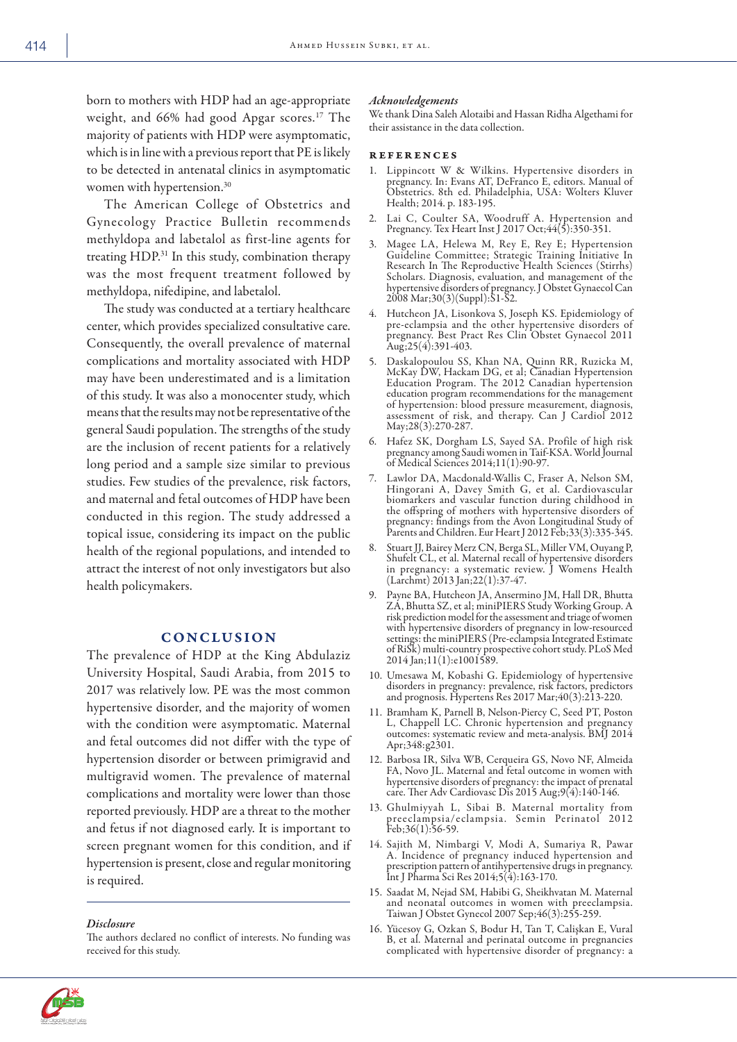born to mothers with HDP had an age-appropriate weight, and 66% had good Apgar scores.[17] The majority of patients with HDP were asymptomatic, which is in line with a previous report that PE is likely to be detected in antenatal clinics in asymptomatic women with hypertension.[30]

The American College of Obstetrics and Gynecology Practice Bulletin recommends methyldopa and labetalol as first-line agents for treating HDP.[31] In this study, combination therapy was the most frequent treatment followed by methyldopa, nifedipine, and labetalol.

The study was conducted at a tertiary healthcare center, which provides specialized consultative care. Consequently, the overall prevalence of maternal complications and mortality associated with HDP may have been underestimated and is a limitation of this study. It was also a monocenter study, which means that the results may not be representative of the general Saudi population. The strengths of the study are the inclusion of recent patients for a relatively long period and a sample size similar to previous studies. Few studies of the prevalence, risk factors, and maternal and fetal outcomes of HDP have been conducted in this region. The study addressed a topical issue, considering its impact on the public health of the regional populations, and intended to attract the interest of not only investigators but also health policymakers.

## CONCLUSION

The prevalence of HDP at the King Abdulaziz University Hospital, Saudi Arabia, from 2015 to 2017 was relatively low. PE was the most common hypertensive disorder, and the majority of women with the condition were asymptomatic. Maternal and fetal outcomes did not differ with the type of hypertension disorder or between primigravid and multigravid women. The prevalence of maternal complications and mortality were lower than those reported previously. HDP are a threat to the mother and fetus if not diagnosed early. It is important to screen pregnant women for this condition, and if hypertension is present, close and regular monitoring is required.

### *Disclosure*

The authors declared no conflict of interests. No funding was received for this study.

### *Acknowledgements*

We thank Dina Saleh Alotaibi and Hassan Ridha Algethami for their assistance in the data collection.

## REFERENCES

1. Lippincott W & Wilkins. Hypertensive disorders in pregnancy. In: Evans AT, DeFranco E, editors. Manual of Obstetrics. 8th ed. Philadelphia, USA: Wolters Kluver Health; 2014. p. 183-195.
2. Lai C, Coulter SA, Woodruff A. Hypertension and Pregnancy. Tex Heart Inst J 2017 Oct;44(5):350-351.
3. Magee LA, Helewa M, Rey E, Rey E; Hypertension Guideline Committee; Strategic Training Initiative In Research In The Reproductive Health Sciences (Stirrhs) Scholars. Diagnosis, evaluation, and management of the hypertensive disorders of pregnancy. J Obstet Gynaecol Can 2008 Mar;30(3)(Suppl):S1-S2.
4. Hutcheon JA, Lisonkova S, Joseph KS. Epidemiology of pre-eclampsia and the other hypertensive disorders of pregnancy. Best Pract Res Clin Obstet Gynaecol 2011 Aug;25(4):391-403.
5. Daskalopoulou SS, Khan NA, Quinn RR, Ruzicka M, McKay DW, Hackam DG, et al; Canadian Hypertension Education Program. The 2012 Canadian hypertension education program recommendations for the management of hypertension: blood pressure measurement, diagnosis, assessment of risk, and therapy. Can J Cardiol 2012 May;28(3):270-287.
6. Hafez SK, Dorgham LS, Sayed SA. Profile of high risk pregnancy among Saudi women in Taif-KSA. World Journal of Medical Sciences 2014;11(1):90-97.
7. Lawlor DA, Macdonald-Wallis C, Fraser A, Nelson SM, Hingorani A, Davey Smith G, et al. Cardiovascular biomarkers and vascular function during childhood in the offspring of mothers with hypertensive disorders of pregnancy: findings from the Avon Longitudinal Study of Parents and Children. Eur Heart J 2012 Feb;33(3):335-345.
8. Stuart JJ, Bairey Merz CN, Berga SL, Miller VM, Ouyang P, Shufelt CL, et al. Maternal recall of hypertensive disorders in pregnancy: a systematic review. J Womens Health (Larchmt) 2013 Jan;22(1):37-47.
9. Payne BA, Hutcheon JA, Ansermino JM, Hall DR, Bhutta ZA, Bhutta SZ, et al; miniPIERS Study Working Group. A risk prediction model for the assessment and triage of women with hypertensive disorders of pregnancy in low-resourced settings: the miniPIERS (Pre-eclampsia Integrated Estimate of RiSk) multi-country prospective cohort study. PLoS Med 2014 Jan;11(1):e1001589.
10. Umesawa M, Kobashi G. Epidemiology of hypertensive disorders in pregnancy: prevalence, risk factors, predictors and prognosis. Hypertens Res 2017 Mar;40(3):213-220.
11. Bramham K, Parnell B, Nelson-Piercy C, Seed PT, Poston L, Chappell LC. Chronic hypertension and pregnancy outcomes: systematic review and meta-analysis. BMJ 2014 Apr;348:g2301.
12. Barbosa IR, Silva WB, Cerqueira GS, Novo NF, Almeida FA, Novo JL. Maternal and fetal outcome in women with hypertensive disorders of pregnancy: the impact of prenatal care. Ther Adv Cardiovasc Dis 2015 Aug;9(4):140-146.
13. Ghulmiyyah L, Sibai B. Maternal mortality from preeclampsia/eclampsia. Semin Perinatol 2012 Feb;36(1):56-59.
14. Sajith M, Nimbargi V, Modi A, Sumariya R, Pawar A. Incidence of pregnancy induced hypertension and prescription pattern of antihypertensive drugs in pregnancy. Int J Pharma Sci Res 2014;5(4):163-170.
15. Saadat M, Nejad SM, Habibi G, Sheikhvatan M. Maternal and neonatal outcomes in women with preeclampsia. Taiwan J Obstet Gynecol 2007 Sep;46(3):255-259.
16. Yücesoy G, Ozkan S, Bodur H, Tan T, Calişkan E, Vural B, et al. Maternal and perinatal outcome in pregnancies complicated with hypertensive disorder of pregnancy: a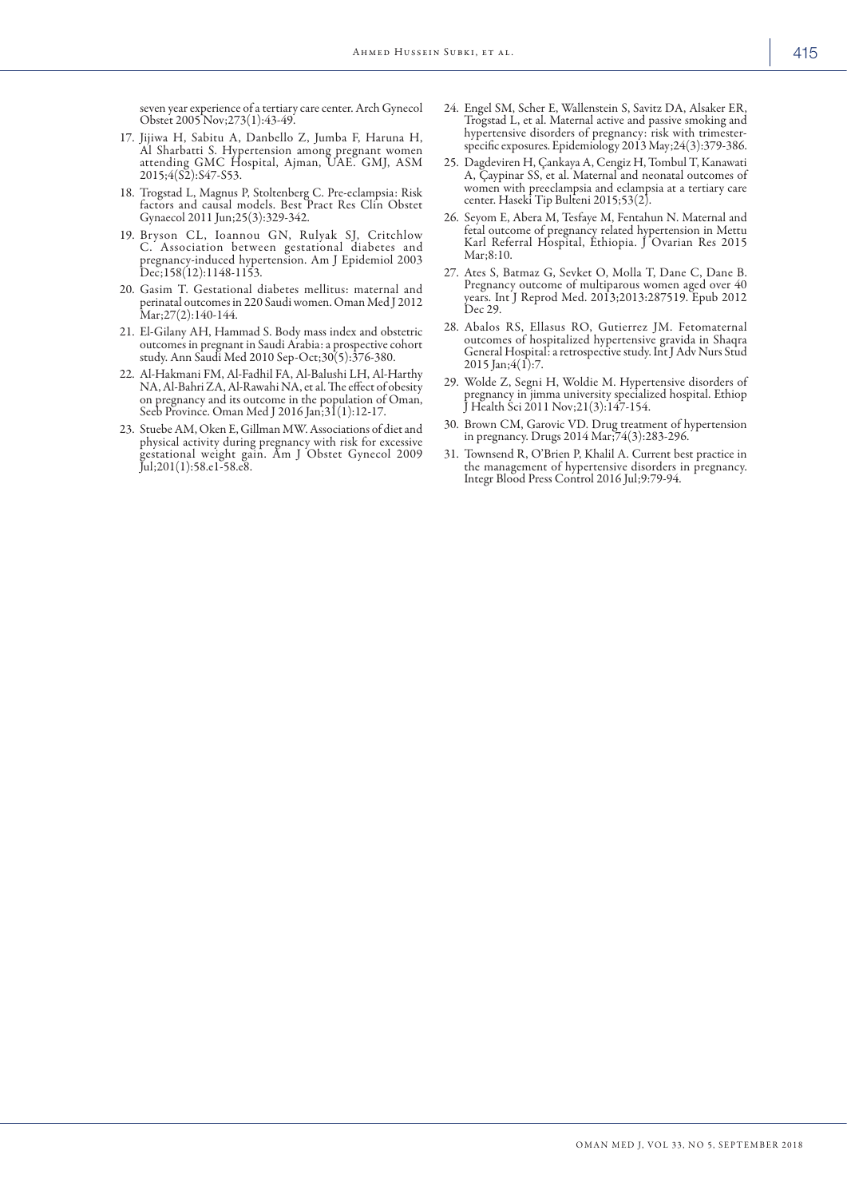seven year experience of a tertiary care center. Arch Gynecol Obstet 2005 Nov;273(1):43-49.

17. Jijiwa H, Sabitu A, Danbello Z, Jumba F, Haruna H, Al Sharbatti S. Hypertension among pregnant women attending GMC Hospital, Ajman, UAE. GMJ, ASM 2015;4(S2):S47-S53.
18. Trogstad L, Magnus P, Stoltenberg C. Pre-eclampsia: Risk factors and causal models. Best Pract Res Clin Obstet Gynaecol 2011 Jun;25(3):329-342.
19. Bryson CL, Ioannou GN, Rulyak SJ, Critchlow C. Association between gestational diabetes and pregnancy-induced hypertension. Am J Epidemiol 2003 Dec;158(12):1148-1153.
20. Gasim T. Gestational diabetes mellitus: maternal and perinatal outcomes in 220 Saudi women. Oman Med J 2012 Mar;27(2):140-144.
21. El-Gilany AH, Hammad S. Body mass index and obstetric outcomes in pregnant in Saudi Arabia: a prospective cohort study. Ann Saudi Med 2010 Sep-Oct;30(5):376-380.
22. Al-Hakmani FM, Al-Fadhil FA, Al-Balushi LH, Al-Harthy NA, Al-Bahri ZA, Al-Rawahi NA, et al. The effect of obesity on pregnancy and its outcome in the population of Oman, Seeb Province. Oman Med J 2016 Jan;31(1):12-17.
23. Stuebe AM, Oken E, Gillman MW. Associations of diet and physical activity during pregnancy with risk for excessive gestational weight gain. Am J Obstet Gynecol 2009 Jul;201(1):58.e1-58.e8.
24. Engel SM, Scher E, Wallenstein S, Savitz DA, Alsaker ER, Trogstad L, et al. Maternal active and passive smoking and hypertensive disorders of pregnancy: risk with trimester-specific exposures. Epidemiology 2013 May;24(3):379-386.
25. Dagdeviren H, Çankaya A, Cengiz H, Tombul T, Kanawati A, Çaypinar SS, et al. Maternal and neonatal outcomes of women with preeclampsia and eclampsia at a tertiary care center. Haseki Tip Bulteni 2015;53(2).
26. Seyom E, Abera M, Tesfaye M, Fentahun N. Maternal and fetal outcome of pregnancy related hypertension in Mettu Karl Referral Hospital, Ethiopia. J Ovarian Res 2015 Mar;8:10.
27. Ates S, Batmaz G, Sevket O, Molla T, Dane C, Dane B. Pregnancy outcome of multiparous women aged over 40 years. Int J Reprod Med. 2013;2013:287519. Epub 2012 Dec 29.
28. Abalos RS, Ellasus RO, Gutierrez JM. Fetomaternal outcomes of hospitalized hypertensive gravida in Shaqra General Hospital: a retrospective study. Int J Adv Nurs Stud 2015 Jan;4(1):7.
29. Wolde Z, Segni H, Woldie M. Hypertensive disorders of pregnancy in jimma university specialized hospital. Ethiop J Health Sci 2011 Nov;21(3):147-154.
30. Brown CM, Garovic VD. Drug treatment of hypertension in pregnancy. Drugs 2014 Mar;74(3):283-296.
31. Townsend R, O'Brien P, Khalil A. Current best practice in the management of hypertensive disorders in pregnancy. Integr Blood Press Control 2016 Jul;9:79-94.